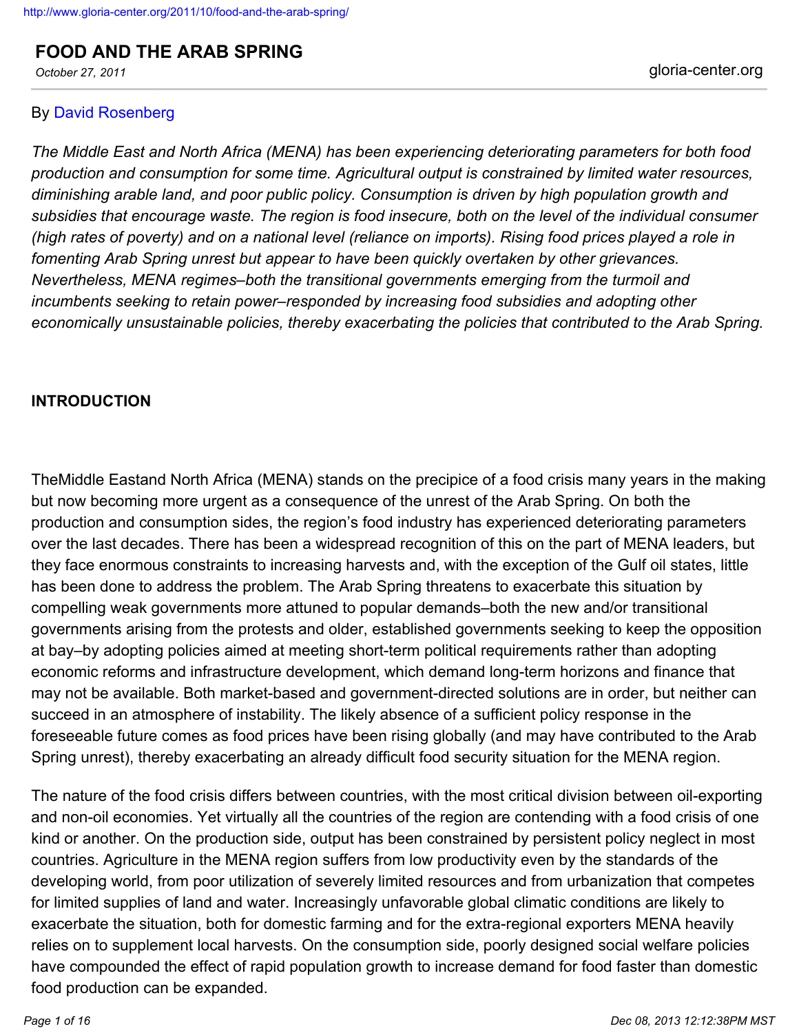http://www.gloria-center.org/2011/10/food-and-the-arab-spring/

# FOOD AND THE ARAB SPRING

*October 27, 2011*

gloria-center.org

By David Rosenberg

*The Middle East and North Africa (MENA) has been experiencing deteriorating parameters for both food production and consumption for some time. Agricultural output is constrained by limited water resources, diminishing arable land, and poor public policy. Consumption is driven by high population growth and subsidies that encourage waste. The region is food insecure, both on the level of the individual consumer (high rates of poverty) and on a national level (reliance on imports). Rising food prices played a role in fomenting Arab Spring unrest but appear to have been quickly overtaken by other grievances. Nevertheless, MENA regimes–both the transitional governments emerging from the turmoil and incumbents seeking to retain power–responded by increasing food subsidies and adopting other economically unsustainable policies, thereby exacerbating the policies that contributed to the Arab Spring.*

## INTRODUCTION

TheMiddle Eastand North Africa (MENA) stands on the precipice of a food crisis many years in the making but now becoming more urgent as a consequence of the unrest of the Arab Spring. On both the production and consumption sides, the region's food industry has experienced deteriorating parameters over the last decades. There has been a widespread recognition of this on the part of MENA leaders, but they face enormous constraints to increasing harvests and, with the exception of the Gulf oil states, little has been done to address the problem. The Arab Spring threatens to exacerbate this situation by compelling weak governments more attuned to popular demands–both the new and/or transitional governments arising from the protests and older, established governments seeking to keep the opposition at bay–by adopting policies aimed at meeting short-term political requirements rather than adopting economic reforms and infrastructure development, which demand long-term horizons and finance that may not be available. Both market-based and government-directed solutions are in order, but neither can succeed in an atmosphere of instability. The likely absence of a sufficient policy response in the foreseeable future comes as food prices have been rising globally (and may have contributed to the Arab Spring unrest), thereby exacerbating an already difficult food security situation for the MENA region.

The nature of the food crisis differs between countries, with the most critical division between oil-exporting and non-oil economies. Yet virtually all the countries of the region are contending with a food crisis of one kind or another. On the production side, output has been constrained by persistent policy neglect in most countries. Agriculture in the MENA region suffers from low productivity even by the standards of the developing world, from poor utilization of severely limited resources and from urbanization that competes for limited supplies of land and water. Increasingly unfavorable global climatic conditions are likely to exacerbate the situation, both for domestic farming and for the extra-regional exporters MENA heavily relies on to supplement local harvests. On the consumption side, poorly designed social welfare policies have compounded the effect of rapid population growth to increase demand for food faster than domestic food production can be expanded.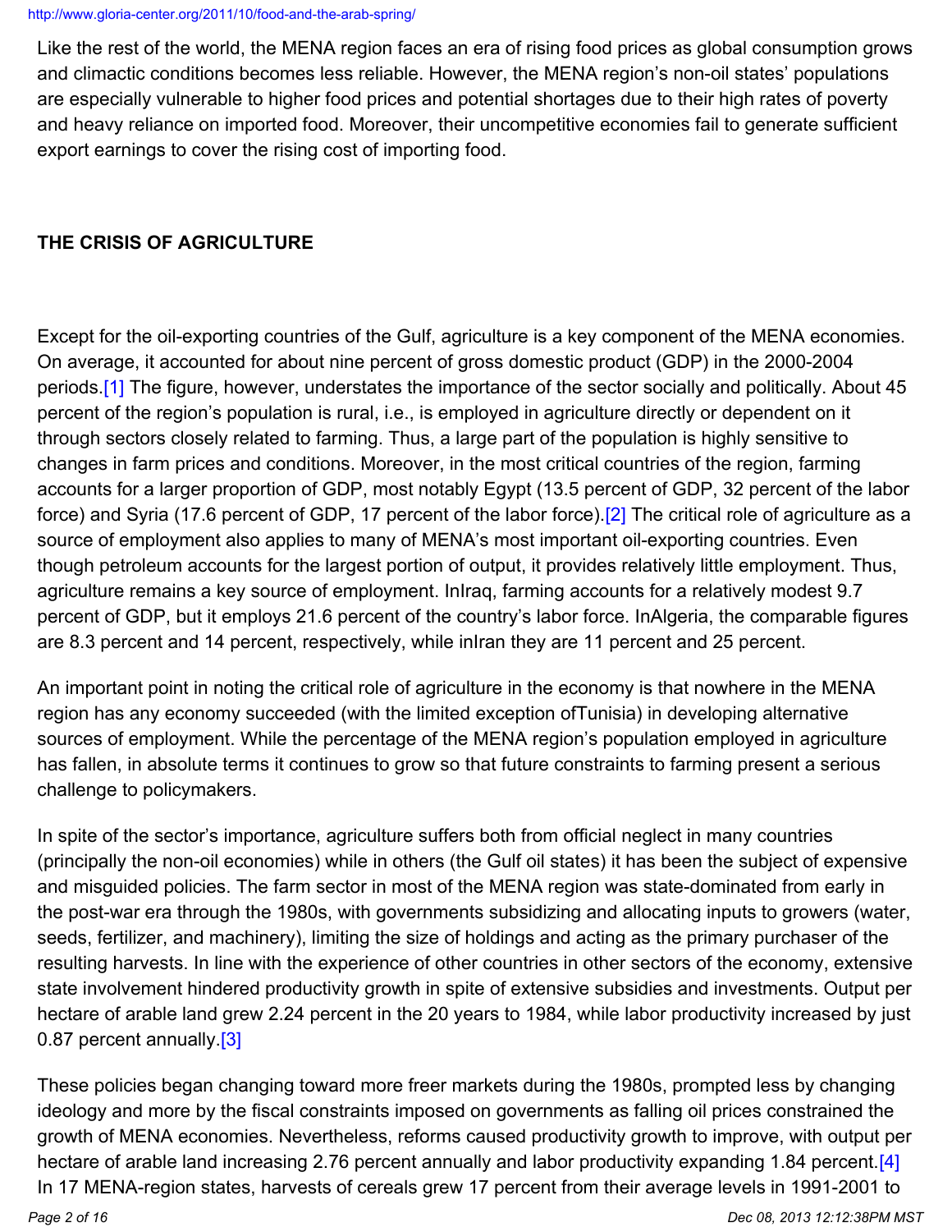Like the rest of the world, the MENA region faces an era of rising food prices as global consumption grows and climactic conditions becomes less reliable. However, the MENA region's non-oil states' populations are especially vulnerable to higher food prices and potential shortages due to their high rates of poverty and heavy reliance on imported food. Moreover, their uncompetitive economies fail to generate sufficient export earnings to cover the rising cost of importing food.

**THE CRISIS OF AGRICULTURE**

Except for the oil-exporting countries of the Gulf, agriculture is a key component of the MENA economies. On average, it accounted for about nine percent of gross domestic product (GDP) in the 2000-2004 periods.[1] The figure, however, understates the importance of the sector socially and politically. About 45 percent of the region's population is rural, i.e., is employed in agriculture directly or dependent on it through sectors closely related to farming. Thus, a large part of the population is highly sensitive to changes in farm prices and conditions. Moreover, in the most critical countries of the region, farming accounts for a larger proportion of GDP, most notably Egypt (13.5 percent of GDP, 32 percent of the labor force) and Syria (17.6 percent of GDP, 17 percent of the labor force).[2] The critical role of agriculture as a source of employment also applies to many of MENA's most important oil-exporting countries. Even though petroleum accounts for the largest portion of output, it provides relatively little employment. Thus, agriculture remains a key source of employment. InIraq, farming accounts for a relatively modest 9.7 percent of GDP, but it employs 21.6 percent of the country's labor force. InAlgeria, the comparable figures are 8.3 percent and 14 percent, respectively, while inIran they are 11 percent and 25 percent.

An important point in noting the critical role of agriculture in the economy is that nowhere in the MENA region has any economy succeeded (with the limited exception ofTunisia) in developing alternative sources of employment. While the percentage of the MENA region's population employed in agriculture has fallen, in absolute terms it continues to grow so that future constraints to farming present a serious challenge to policymakers.

In spite of the sector's importance, agriculture suffers both from official neglect in many countries (principally the non-oil economies) while in others (the Gulf oil states) it has been the subject of expensive and misguided policies. The farm sector in most of the MENA region was state-dominated from early in the post-war era through the 1980s, with governments subsidizing and allocating inputs to growers (water, seeds, fertilizer, and machinery), limiting the size of holdings and acting as the primary purchaser of the resulting harvests. In line with the experience of other countries in other sectors of the economy, extensive state involvement hindered productivity growth in spite of extensive subsidies and investments. Output per hectare of arable land grew 2.24 percent in the 20 years to 1984, while labor productivity increased by just 0.87 percent annually.[3]

These policies began changing toward more freer markets during the 1980s, prompted less by changing ideology and more by the fiscal constraints imposed on governments as falling oil prices constrained the growth of MENA economies. Nevertheless, reforms caused productivity growth to improve, with output per hectare of arable land increasing 2.76 percent annually and labor productivity expanding 1.84 percent.[4] In 17 MENA-region states, harvests of cereals grew 17 percent from their average levels in 1991-2001 to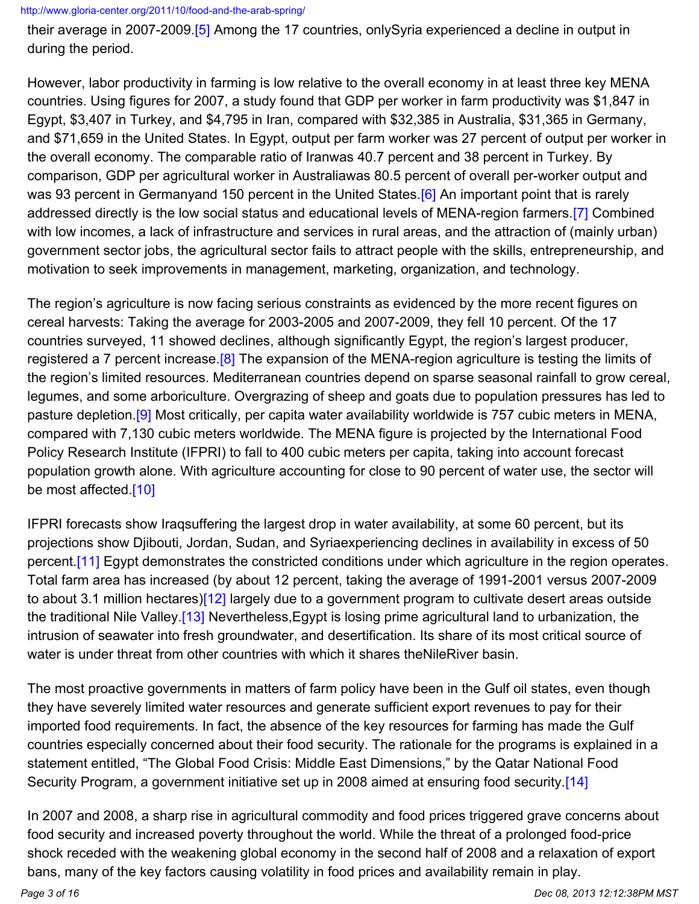their average in 2007-2009.[5] Among the 17 countries, onlySyria experienced a decline in output in during the period.

However, labor productivity in farming is low relative to the overall economy in at least three key MENA countries. Using figures for 2007, a study found that GDP per worker in farm productivity was $1,847 in Egypt, $3,407 in Turkey, and $4,795 in Iran, compared with $32,385 in Australia, $31,365 in Germany, and $71,659 in the United States. In Egypt, output per farm worker was 27 percent of output per worker in the overall economy. The comparable ratio of Iranwas 40.7 percent and 38 percent in Turkey. By comparison, GDP per agricultural worker in Australiawas 80.5 percent of overall per-worker output and was 93 percent in Germanyand 150 percent in the United States.[6] An important point that is rarely addressed directly is the low social status and educational levels of MENA-region farmers.[7] Combined with low incomes, a lack of infrastructure and services in rural areas, and the attraction of (mainly urban) government sector jobs, the agricultural sector fails to attract people with the skills, entrepreneurship, and motivation to seek improvements in management, marketing, organization, and technology.

The region's agriculture is now facing serious constraints as evidenced by the more recent figures on cereal harvests: Taking the average for 2003-2005 and 2007-2009, they fell 10 percent. Of the 17 countries surveyed, 11 showed declines, although significantly Egypt, the region's largest producer, registered a 7 percent increase.[8] The expansion of the MENA-region agriculture is testing the limits of the region's limited resources. Mediterranean countries depend on sparse seasonal rainfall to grow cereal, legumes, and some arboriculture. Overgrazing of sheep and goats due to population pressures has led to pasture depletion.[9] Most critically, per capita water availability worldwide is 757 cubic meters in MENA, compared with 7,130 cubic meters worldwide. The MENA figure is projected by the International Food Policy Research Institute (IFPRI) to fall to 400 cubic meters per capita, taking into account forecast population growth alone. With agriculture accounting for close to 90 percent of water use, the sector will be most affected.[10]

IFPRI forecasts show Iraqsuffering the largest drop in water availability, at some 60 percent, but its projections show Djibouti, Jordan, Sudan, and Syriaexperiencing declines in availability in excess of 50 percent.[11] Egypt demonstrates the constricted conditions under which agriculture in the region operates. Total farm area has increased (by about 12 percent, taking the average of 1991-2001 versus 2007-2009 to about 3.1 million hectares)[12] largely due to a government program to cultivate desert areas outside the traditional Nile Valley.[13] Nevertheless,Egypt is losing prime agricultural land to urbanization, the intrusion of seawater into fresh groundwater, and desertification. Its share of its most critical source of water is under threat from other countries with which it shares theNileRiver basin.

The most proactive governments in matters of farm policy have been in the Gulf oil states, even though they have severely limited water resources and generate sufficient export revenues to pay for their imported food requirements. In fact, the absence of the key resources for farming has made the Gulf countries especially concerned about their food security. The rationale for the programs is explained in a statement entitled, "The Global Food Crisis: Middle East Dimensions," by the Qatar National Food Security Program, a government initiative set up in 2008 aimed at ensuring food security.[14]

In 2007 and 2008, a sharp rise in agricultural commodity and food prices triggered grave concerns about food security and increased poverty throughout the world. While the threat of a prolonged food-price shock receded with the weakening global economy in the second half of 2008 and a relaxation of export bans, many of the key factors causing volatility in food prices and availability remain in play.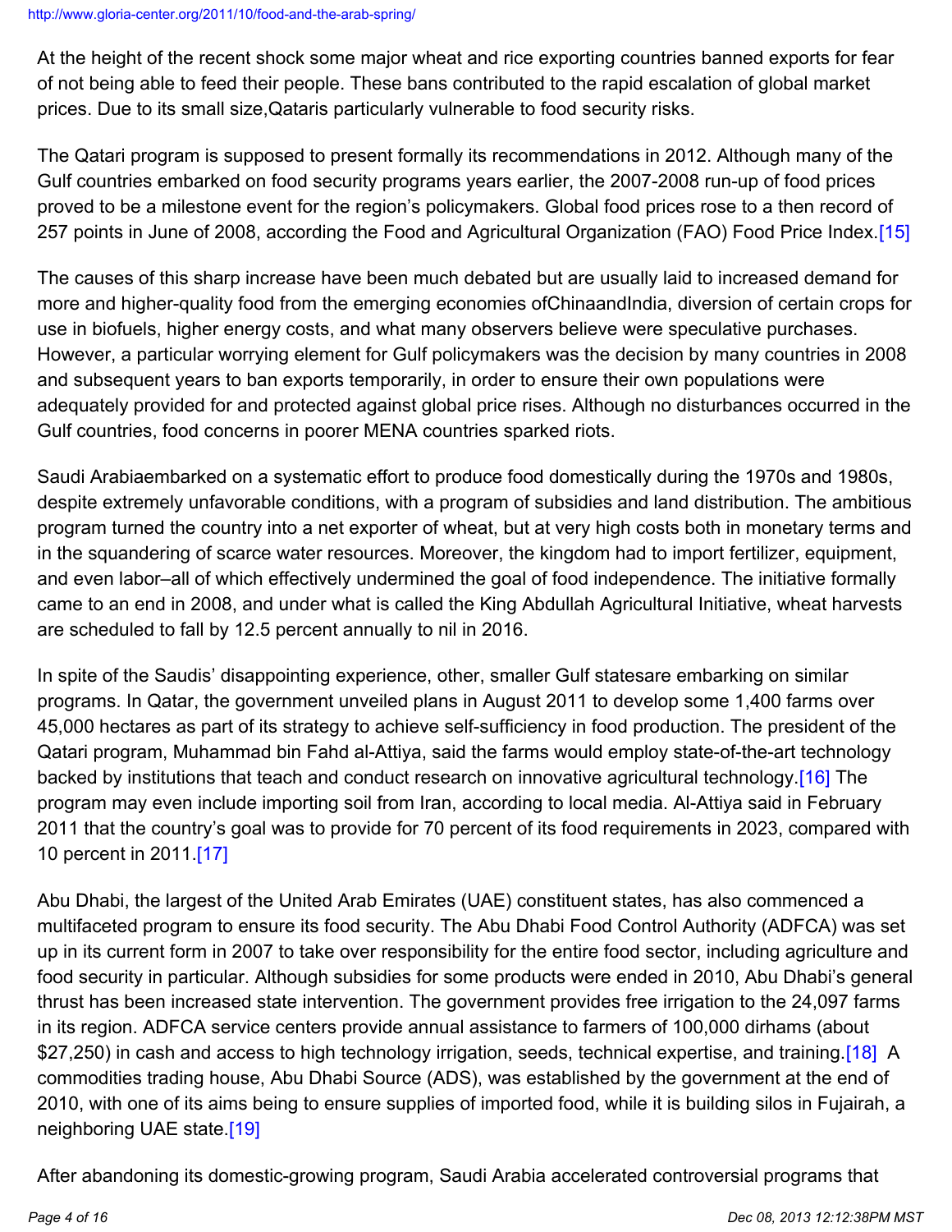At the height of the recent shock some major wheat and rice exporting countries banned exports for fear of not being able to feed their people. These bans contributed to the rapid escalation of global market prices. Due to its small size,Qataris particularly vulnerable to food security risks.

The Qatari program is supposed to present formally its recommendations in 2012. Although many of the Gulf countries embarked on food security programs years earlier, the 2007-2008 run-up of food prices proved to be a milestone event for the region's policymakers. Global food prices rose to a then record of 257 points in June of 2008, according the Food and Agricultural Organization (FAO) Food Price Index.[15]

The causes of this sharp increase have been much debated but are usually laid to increased demand for more and higher-quality food from the emerging economies ofChinaandIndia, diversion of certain crops for use in biofuels, higher energy costs, and what many observers believe were speculative purchases. However, a particular worrying element for Gulf policymakers was the decision by many countries in 2008 and subsequent years to ban exports temporarily, in order to ensure their own populations were adequately provided for and protected against global price rises. Although no disturbances occurred in the Gulf countries, food concerns in poorer MENA countries sparked riots.

Saudi Arabiaembarked on a systematic effort to produce food domestically during the 1970s and 1980s, despite extremely unfavorable conditions, with a program of subsidies and land distribution. The ambitious program turned the country into a net exporter of wheat, but at very high costs both in monetary terms and in the squandering of scarce water resources. Moreover, the kingdom had to import fertilizer, equipment, and even labor–all of which effectively undermined the goal of food independence. The initiative formally came to an end in 2008, and under what is called the King Abdullah Agricultural Initiative, wheat harvests are scheduled to fall by 12.5 percent annually to nil in 2016.

In spite of the Saudis' disappointing experience, other, smaller Gulf statesare embarking on similar programs. In Qatar, the government unveiled plans in August 2011 to develop some 1,400 farms over 45,000 hectares as part of its strategy to achieve self-sufficiency in food production. The president of the Qatari program, Muhammad bin Fahd al-Attiya, said the farms would employ state-of-the-art technology backed by institutions that teach and conduct research on innovative agricultural technology.[16] The program may even include importing soil from Iran, according to local media. Al-Attiya said in February 2011 that the country's goal was to provide for 70 percent of its food requirements in 2023, compared with 10 percent in 2011.[17]

Abu Dhabi, the largest of the United Arab Emirates (UAE) constituent states, has also commenced a multifaceted program to ensure its food security. The Abu Dhabi Food Control Authority (ADFCA) was set up in its current form in 2007 to take over responsibility for the entire food sector, including agriculture and food security in particular. Although subsidies for some products were ended in 2010, Abu Dhabi's general thrust has been increased state intervention. The government provides free irrigation to the 24,097 farms in its region. ADFCA service centers provide annual assistance to farmers of 100,000 dirhams (about $27,250) in cash and access to high technology irrigation, seeds, technical expertise, and training.[18] A commodities trading house, Abu Dhabi Source (ADS), was established by the government at the end of 2010, with one of its aims being to ensure supplies of imported food, while it is building silos in Fujairah, a neighboring UAE state.[19]

After abandoning its domestic-growing program, Saudi Arabia accelerated controversial programs that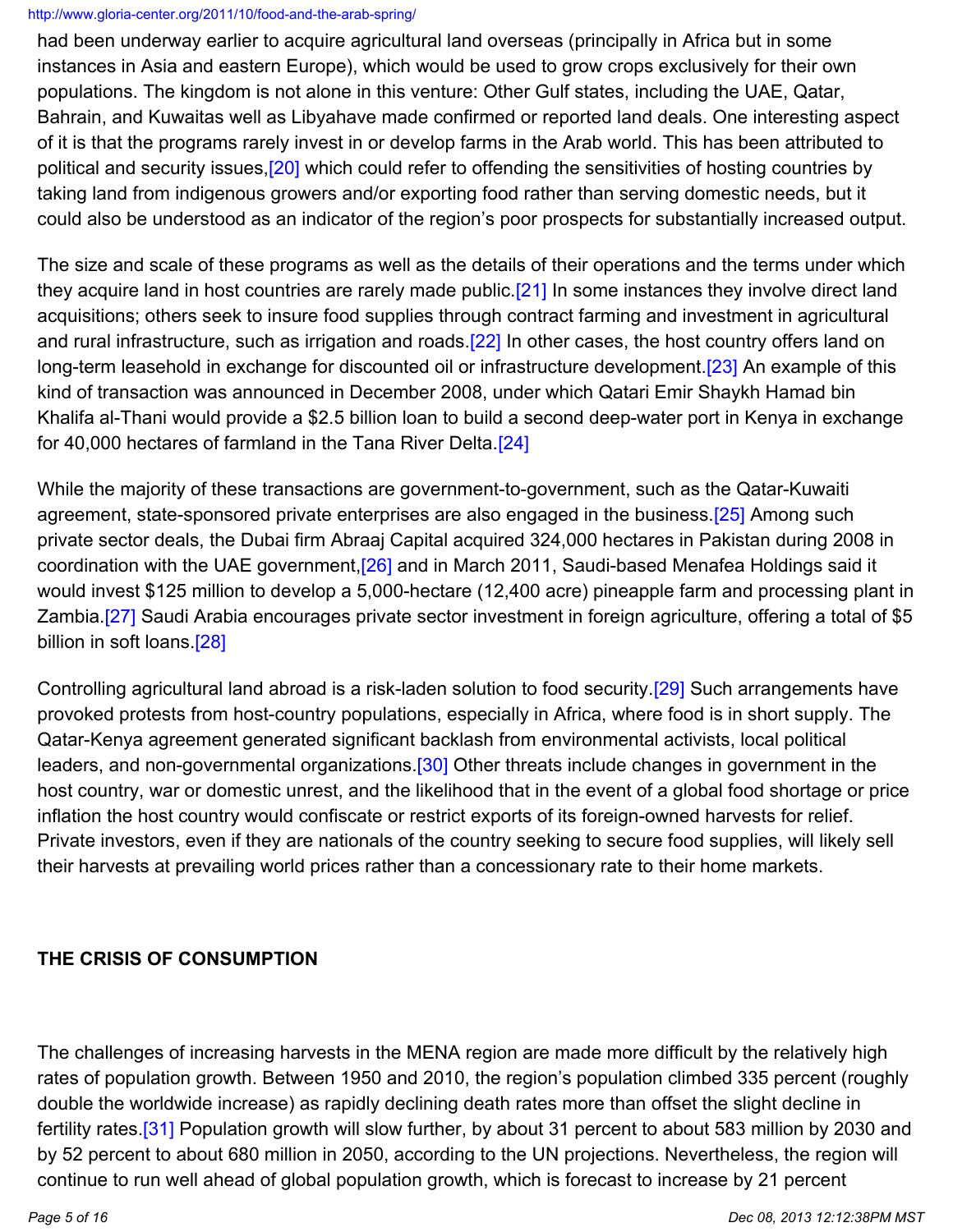had been underway earlier to acquire agricultural land overseas (principally in Africa but in some instances in Asia and eastern Europe), which would be used to grow crops exclusively for their own populations. The kingdom is not alone in this venture: Other Gulf states, including the UAE, Qatar, Bahrain, and Kuwaitas well as Libyahave made confirmed or reported land deals. One interesting aspect of it is that the programs rarely invest in or develop farms in the Arab world. This has been attributed to political and security issues,[20] which could refer to offending the sensitivities of hosting countries by taking land from indigenous growers and/or exporting food rather than serving domestic needs, but it could also be understood as an indicator of the region's poor prospects for substantially increased output.

The size and scale of these programs as well as the details of their operations and the terms under which they acquire land in host countries are rarely made public.[21] In some instances they involve direct land acquisitions; others seek to insure food supplies through contract farming and investment in agricultural and rural infrastructure, such as irrigation and roads.[22] In other cases, the host country offers land on long-term leasehold in exchange for discounted oil or infrastructure development.[23] An example of this kind of transaction was announced in December 2008, under which Qatari Emir Shaykh Hamad bin Khalifa al-Thani would provide a $2.5 billion loan to build a second deep-water port in Kenya in exchange for 40,000 hectares of farmland in the Tana River Delta.[24]

While the majority of these transactions are government-to-government, such as the Qatar-Kuwaiti agreement, state-sponsored private enterprises are also engaged in the business.[25] Among such private sector deals, the Dubai firm Abraaj Capital acquired 324,000 hectares in Pakistan during 2008 in coordination with the UAE government,[26] and in March 2011, Saudi-based Menafea Holdings said it would invest $125 million to develop a 5,000-hectare (12,400 acre) pineapple farm and processing plant in Zambia.[27] Saudi Arabia encourages private sector investment in foreign agriculture, offering a total of $5 billion in soft loans.[28]

Controlling agricultural land abroad is a risk-laden solution to food security.[29] Such arrangements have provoked protests from host-country populations, especially in Africa, where food is in short supply. The Qatar-Kenya agreement generated significant backlash from environmental activists, local political leaders, and non-governmental organizations.[30] Other threats include changes in government in the host country, war or domestic unrest, and the likelihood that in the event of a global food shortage or price inflation the host country would confiscate or restrict exports of its foreign-owned harvests for relief. Private investors, even if they are nationals of the country seeking to secure food supplies, will likely sell their harvests at prevailing world prices rather than a concessionary rate to their home markets.

## THE CRISIS OF CONSUMPTION

The challenges of increasing harvests in the MENA region are made more difficult by the relatively high rates of population growth. Between 1950 and 2010, the region's population climbed 335 percent (roughly double the worldwide increase) as rapidly declining death rates more than offset the slight decline in fertility rates.[31] Population growth will slow further, by about 31 percent to about 583 million by 2030 and by 52 percent to about 680 million in 2050, according to the UN projections. Nevertheless, the region will continue to run well ahead of global population growth, which is forecast to increase by 21 percent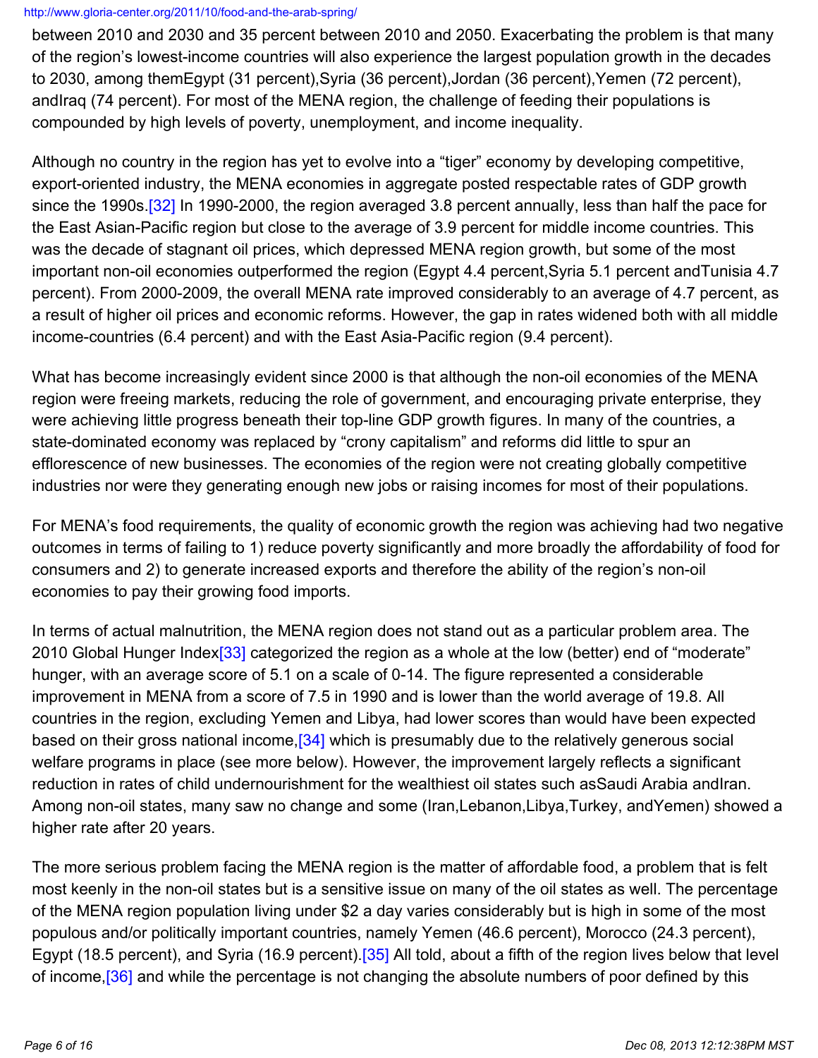between 2010 and 2030 and 35 percent between 2010 and 2050. Exacerbating the problem is that many of the region's lowest-income countries will also experience the largest population growth in the decades to 2030, among themEgypt (31 percent),Syria (36 percent),Jordan (36 percent),Yemen (72 percent), andIraq (74 percent). For most of the MENA region, the challenge of feeding their populations is compounded by high levels of poverty, unemployment, and income inequality.

Although no country in the region has yet to evolve into a "tiger" economy by developing competitive, export-oriented industry, the MENA economies in aggregate posted respectable rates of GDP growth since the 1990s.[32] In 1990-2000, the region averaged 3.8 percent annually, less than half the pace for the East Asian-Pacific region but close to the average of 3.9 percent for middle income countries. This was the decade of stagnant oil prices, which depressed MENA region growth, but some of the most important non-oil economies outperformed the region (Egypt 4.4 percent,Syria 5.1 percent andTunisia 4.7 percent). From 2000-2009, the overall MENA rate improved considerably to an average of 4.7 percent, as a result of higher oil prices and economic reforms. However, the gap in rates widened both with all middle income-countries (6.4 percent) and with the East Asia-Pacific region (9.4 percent).

What has become increasingly evident since 2000 is that although the non-oil economies of the MENA region were freeing markets, reducing the role of government, and encouraging private enterprise, they were achieving little progress beneath their top-line GDP growth figures. In many of the countries, a state-dominated economy was replaced by "crony capitalism" and reforms did little to spur an efflorescence of new businesses. The economies of the region were not creating globally competitive industries nor were they generating enough new jobs or raising incomes for most of their populations.

For MENA's food requirements, the quality of economic growth the region was achieving had two negative outcomes in terms of failing to 1) reduce poverty significantly and more broadly the affordability of food for consumers and 2) to generate increased exports and therefore the ability of the region's non-oil economies to pay their growing food imports.

In terms of actual malnutrition, the MENA region does not stand out as a particular problem area. The 2010 Global Hunger Index[33] categorized the region as a whole at the low (better) end of "moderate" hunger, with an average score of 5.1 on a scale of 0-14. The figure represented a considerable improvement in MENA from a score of 7.5 in 1990 and is lower than the world average of 19.8. All countries in the region, excluding Yemen and Libya, had lower scores than would have been expected based on their gross national income,[34] which is presumably due to the relatively generous social welfare programs in place (see more below). However, the improvement largely reflects a significant reduction in rates of child undernourishment for the wealthiest oil states such asSaudi Arabia andIran. Among non-oil states, many saw no change and some (Iran,Lebanon,Libya,Turkey, andYemen) showed a higher rate after 20 years.

The more serious problem facing the MENA region is the matter of affordable food, a problem that is felt most keenly in the non-oil states but is a sensitive issue on many of the oil states as well. The percentage of the MENA region population living under $2 a day varies considerably but is high in some of the most populous and/or politically important countries, namely Yemen (46.6 percent), Morocco (24.3 percent), Egypt (18.5 percent), and Syria (16.9 percent).[35] All told, about a fifth of the region lives below that level of income,[36] and while the percentage is not changing the absolute numbers of poor defined by this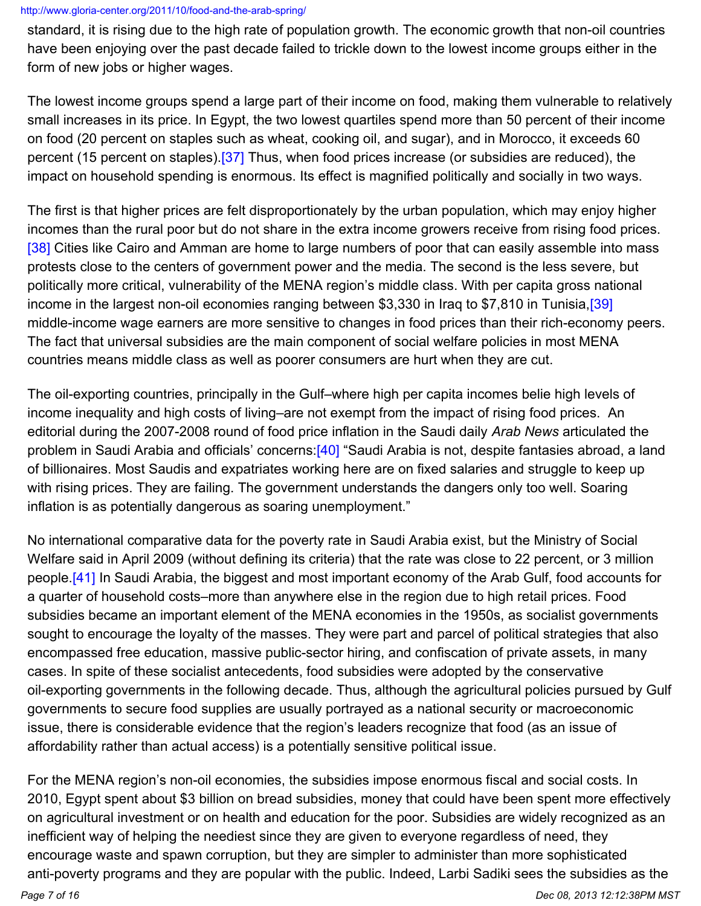standard, it is rising due to the high rate of population growth. The economic growth that non-oil countries have been enjoying over the past decade failed to trickle down to the lowest income groups either in the form of new jobs or higher wages.

The lowest income groups spend a large part of their income on food, making them vulnerable to relatively small increases in its price. In Egypt, the two lowest quartiles spend more than 50 percent of their income on food (20 percent on staples such as wheat, cooking oil, and sugar), and in Morocco, it exceeds 60 percent (15 percent on staples).[37] Thus, when food prices increase (or subsidies are reduced), the impact on household spending is enormous. Its effect is magnified politically and socially in two ways.

The first is that higher prices are felt disproportionately by the urban population, which may enjoy higher incomes than the rural poor but do not share in the extra income growers receive from rising food prices.[38] Cities like Cairo and Amman are home to large numbers of poor that can easily assemble into mass protests close to the centers of government power and the media. The second is the less severe, but politically more critical, vulnerability of the MENA region's middle class. With per capita gross national income in the largest non-oil economies ranging between $3,330 in Iraq to $7,810 in Tunisia,[39] middle-income wage earners are more sensitive to changes in food prices than their rich-economy peers. The fact that universal subsidies are the main component of social welfare policies in most MENA countries means middle class as well as poorer consumers are hurt when they are cut.

The oil-exporting countries, principally in the Gulf–where high per capita incomes belie high levels of income inequality and high costs of living–are not exempt from the impact of rising food prices. An editorial during the 2007-2008 round of food price inflation in the Saudi daily *Arab News* articulated the problem in Saudi Arabia and officials' concerns:[40] "Saudi Arabia is not, despite fantasies abroad, a land of billionaires. Most Saudis and expatriates working here are on fixed salaries and struggle to keep up with rising prices. They are failing. The government understands the dangers only too well. Soaring inflation is as potentially dangerous as soaring unemployment."

No international comparative data for the poverty rate in Saudi Arabia exist, but the Ministry of Social Welfare said in April 2009 (without defining its criteria) that the rate was close to 22 percent, or 3 million people.[41] In Saudi Arabia, the biggest and most important economy of the Arab Gulf, food accounts for a quarter of household costs–more than anywhere else in the region due to high retail prices. Food subsidies became an important element of the MENA economies in the 1950s, as socialist governments sought to encourage the loyalty of the masses. They were part and parcel of political strategies that also encompassed free education, massive public-sector hiring, and confiscation of private assets, in many cases. In spite of these socialist antecedents, food subsidies were adopted by the conservative oil-exporting governments in the following decade. Thus, although the agricultural policies pursued by Gulf governments to secure food supplies are usually portrayed as a national security or macroeconomic issue, there is considerable evidence that the region's leaders recognize that food (as an issue of affordability rather than actual access) is a potentially sensitive political issue.

For the MENA region's non-oil economies, the subsidies impose enormous fiscal and social costs. In 2010, Egypt spent about $3 billion on bread subsidies, money that could have been spent more effectively on agricultural investment or on health and education for the poor. Subsidies are widely recognized as an inefficient way of helping the neediest since they are given to everyone regardless of need, they encourage waste and spawn corruption, but they are simpler to administer than more sophisticated anti-poverty programs and they are popular with the public. Indeed, Larbi Sadiki sees the subsidies as the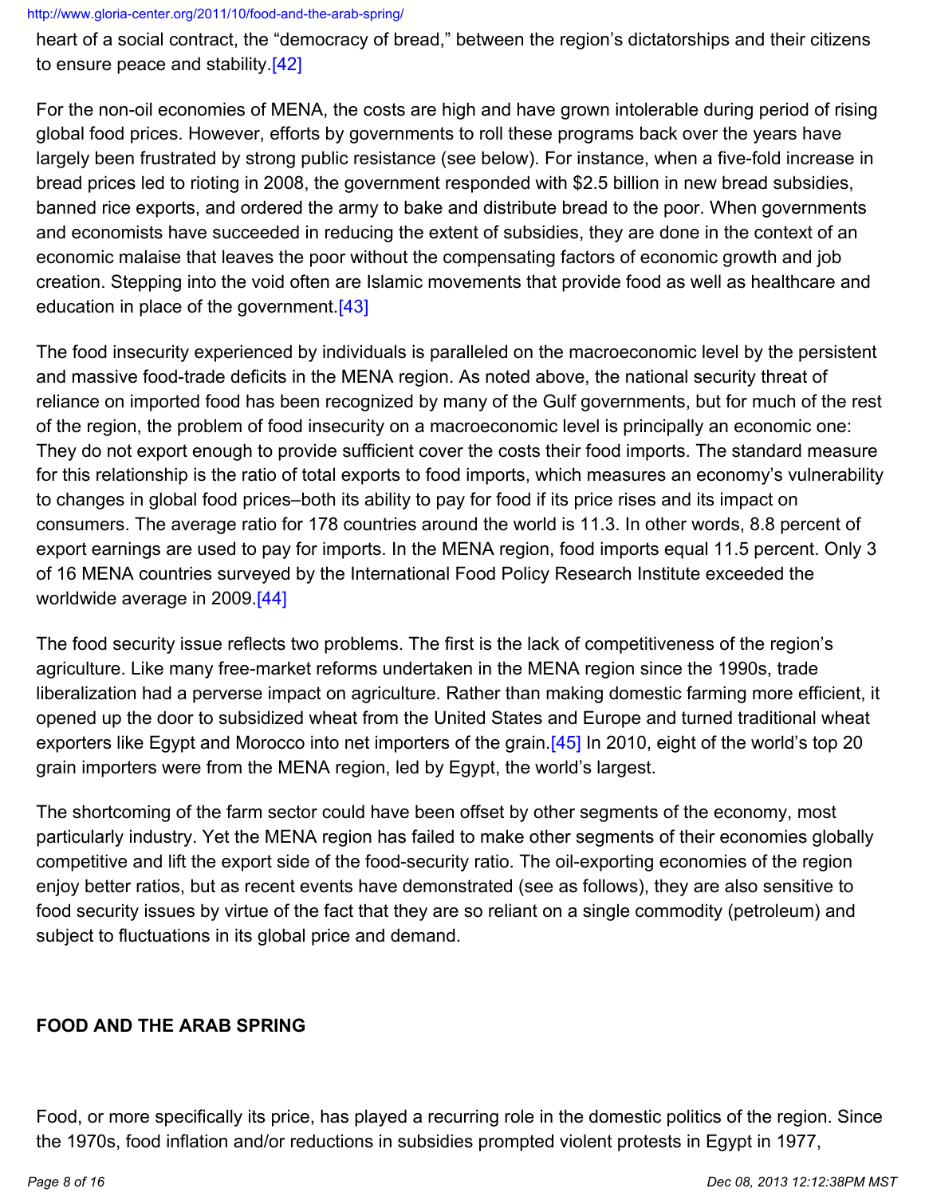heart of a social contract, the "democracy of bread," between the region's dictatorships and their citizens to ensure peace and stability.[42]

For the non-oil economies of MENA, the costs are high and have grown intolerable during period of rising global food prices. However, efforts by governments to roll these programs back over the years have largely been frustrated by strong public resistance (see below). For instance, when a five-fold increase in bread prices led to rioting in 2008, the government responded with $2.5 billion in new bread subsidies, banned rice exports, and ordered the army to bake and distribute bread to the poor. When governments and economists have succeeded in reducing the extent of subsidies, they are done in the context of an economic malaise that leaves the poor without the compensating factors of economic growth and job creation. Stepping into the void often are Islamic movements that provide food as well as healthcare and education in place of the government.[43]

The food insecurity experienced by individuals is paralleled on the macroeconomic level by the persistent and massive food-trade deficits in the MENA region. As noted above, the national security threat of reliance on imported food has been recognized by many of the Gulf governments, but for much of the rest of the region, the problem of food insecurity on a macroeconomic level is principally an economic one: They do not export enough to provide sufficient cover the costs their food imports. The standard measure for this relationship is the ratio of total exports to food imports, which measures an economy's vulnerability to changes in global food prices–both its ability to pay for food if its price rises and its impact on consumers. The average ratio for 178 countries around the world is 11.3. In other words, 8.8 percent of export earnings are used to pay for imports. In the MENA region, food imports equal 11.5 percent. Only 3 of 16 MENA countries surveyed by the International Food Policy Research Institute exceeded the worldwide average in 2009.[44]

The food security issue reflects two problems. The first is the lack of competitiveness of the region's agriculture. Like many free-market reforms undertaken in the MENA region since the 1990s, trade liberalization had a perverse impact on agriculture. Rather than making domestic farming more efficient, it opened up the door to subsidized wheat from the United States and Europe and turned traditional wheat exporters like Egypt and Morocco into net importers of the grain.[45] In 2010, eight of the world's top 20 grain importers were from the MENA region, led by Egypt, the world's largest.

The shortcoming of the farm sector could have been offset by other segments of the economy, most particularly industry. Yet the MENA region has failed to make other segments of their economies globally competitive and lift the export side of the food-security ratio. The oil-exporting economies of the region enjoy better ratios, but as recent events have demonstrated (see as follows), they are also sensitive to food security issues by virtue of the fact that they are so reliant on a single commodity (petroleum) and subject to fluctuations in its global price and demand.

## FOOD AND THE ARAB SPRING

Food, or more specifically its price, has played a recurring role in the domestic politics of the region. Since the 1970s, food inflation and/or reductions in subsidies prompted violent protests in Egypt in 1977,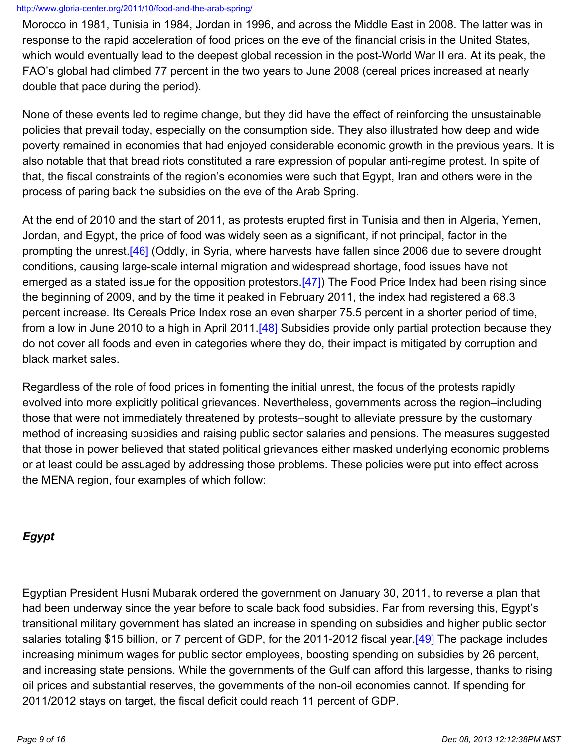Morocco in 1981, Tunisia in 1984, Jordan in 1996, and across the Middle East in 2008. The latter was in response to the rapid acceleration of food prices on the eve of the financial crisis in the United States, which would eventually lead to the deepest global recession in the post-World War II era. At its peak, the FAO's global had climbed 77 percent in the two years to June 2008 (cereal prices increased at nearly double that pace during the period).

None of these events led to regime change, but they did have the effect of reinforcing the unsustainable policies that prevail today, especially on the consumption side. They also illustrated how deep and wide poverty remained in economies that had enjoyed considerable economic growth in the previous years. It is also notable that that bread riots constituted a rare expression of popular anti-regime protest. In spite of that, the fiscal constraints of the region's economies were such that Egypt, Iran and others were in the process of paring back the subsidies on the eve of the Arab Spring.

At the end of 2010 and the start of 2011, as protests erupted first in Tunisia and then in Algeria, Yemen, Jordan, and Egypt, the price of food was widely seen as a significant, if not principal, factor in the prompting the unrest.[46] (Oddly, in Syria, where harvests have fallen since 2006 due to severe drought conditions, causing large-scale internal migration and widespread shortage, food issues have not emerged as a stated issue for the opposition protestors.[47]) The Food Price Index had been rising since the beginning of 2009, and by the time it peaked in February 2011, the index had registered a 68.3 percent increase. Its Cereals Price Index rose an even sharper 75.5 percent in a shorter period of time, from a low in June 2010 to a high in April 2011.[48] Subsidies provide only partial protection because they do not cover all foods and even in categories where they do, their impact is mitigated by corruption and black market sales.

Regardless of the role of food prices in fomenting the initial unrest, the focus of the protests rapidly evolved into more explicitly political grievances. Nevertheless, governments across the region–including those that were not immediately threatened by protests–sought to alleviate pressure by the customary method of increasing subsidies and raising public sector salaries and pensions. The measures suggested that those in power believed that stated political grievances either masked underlying economic problems or at least could be assuaged by addressing those problems. These policies were put into effect across the MENA region, four examples of which follow:

### *Egypt*

Egyptian President Husni Mubarak ordered the government on January 30, 2011, to reverse a plan that had been underway since the year before to scale back food subsidies. Far from reversing this, Egypt's transitional military government has slated an increase in spending on subsidies and higher public sector salaries totaling $15 billion, or 7 percent of GDP, for the 2011-2012 fiscal year.[49] The package includes increasing minimum wages for public sector employees, boosting spending on subsidies by 26 percent, and increasing state pensions. While the governments of the Gulf can afford this largesse, thanks to rising oil prices and substantial reserves, the governments of the non-oil economies cannot. If spending for 2011/2012 stays on target, the fiscal deficit could reach 11 percent of GDP.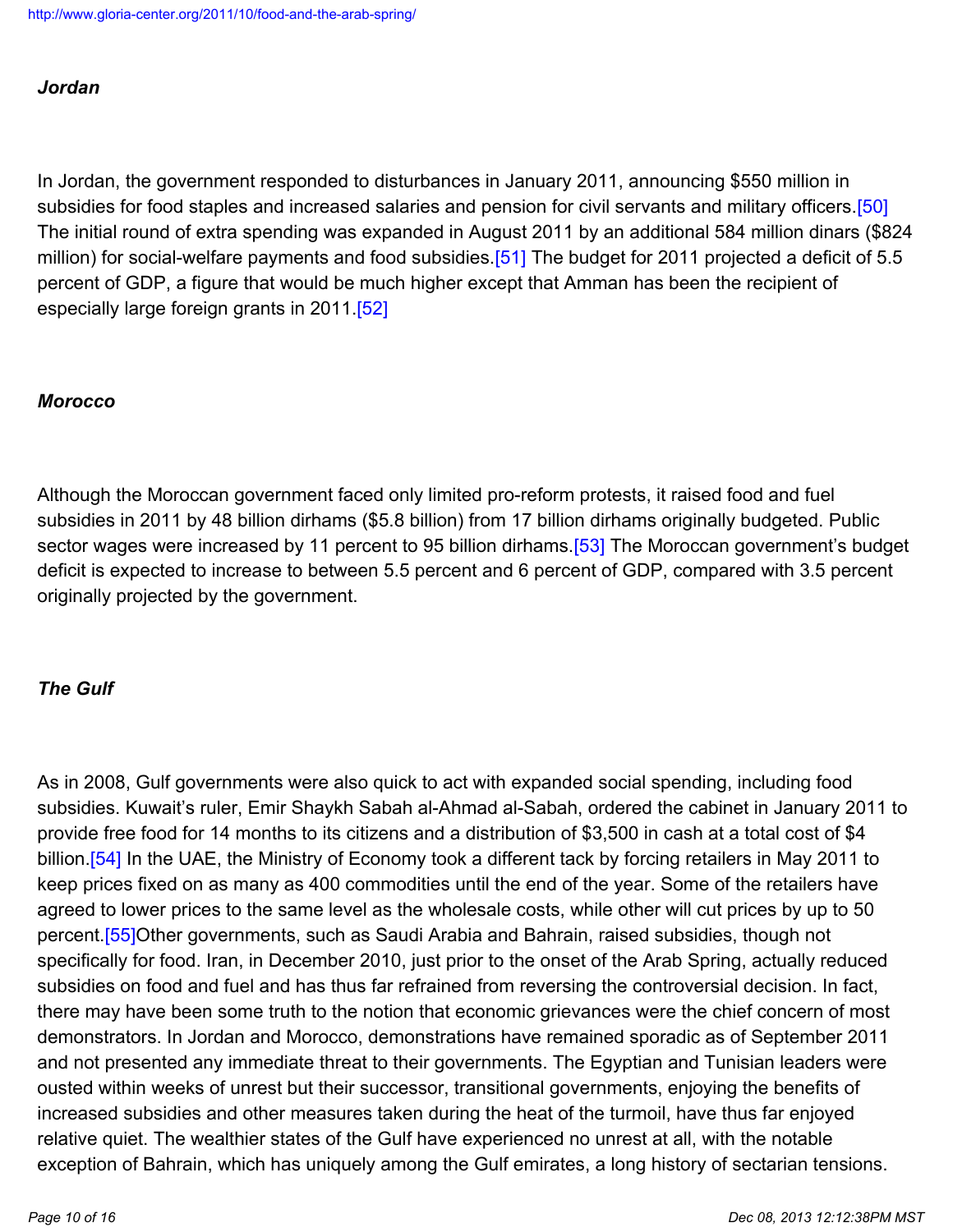### *Jordan*

In Jordan, the government responded to disturbances in January 2011, announcing $550 million in subsidies for food staples and increased salaries and pension for civil servants and military officers.[50] The initial round of extra spending was expanded in August 2011 by an additional 584 million dinars ($824 million) for social-welfare payments and food subsidies.[51] The budget for 2011 projected a deficit of 5.5 percent of GDP, a figure that would be much higher except that Amman has been the recipient of especially large foreign grants in 2011.[52]

### *Morocco*

Although the Moroccan government faced only limited pro-reform protests, it raised food and fuel subsidies in 2011 by 48 billion dirhams ($5.8 billion) from 17 billion dirhams originally budgeted. Public sector wages were increased by 11 percent to 95 billion dirhams.[53] The Moroccan government's budget deficit is expected to increase to between 5.5 percent and 6 percent of GDP, compared with 3.5 percent originally projected by the government.

### *The Gulf*

As in 2008, Gulf governments were also quick to act with expanded social spending, including food subsidies. Kuwait's ruler, Emir Shaykh Sabah al-Ahmad al-Sabah, ordered the cabinet in January 2011 to provide free food for 14 months to its citizens and a distribution of $3,500 in cash at a total cost of $4 billion.[54] In the UAE, the Ministry of Economy took a different tack by forcing retailers in May 2011 to keep prices fixed on as many as 400 commodities until the end of the year. Some of the retailers have agreed to lower prices to the same level as the wholesale costs, while other will cut prices by up to 50 percent.[55]Other governments, such as Saudi Arabia and Bahrain, raised subsidies, though not specifically for food. Iran, in December 2010, just prior to the onset of the Arab Spring, actually reduced subsidies on food and fuel and has thus far refrained from reversing the controversial decision. In fact, there may have been some truth to the notion that economic grievances were the chief concern of most demonstrators. In Jordan and Morocco, demonstrations have remained sporadic as of September 2011 and not presented any immediate threat to their governments. The Egyptian and Tunisian leaders were ousted within weeks of unrest but their successor, transitional governments, enjoying the benefits of increased subsidies and other measures taken during the heat of the turmoil, have thus far enjoyed relative quiet. The wealthier states of the Gulf have experienced no unrest at all, with the notable exception of Bahrain, which has uniquely among the Gulf emirates, a long history of sectarian tensions.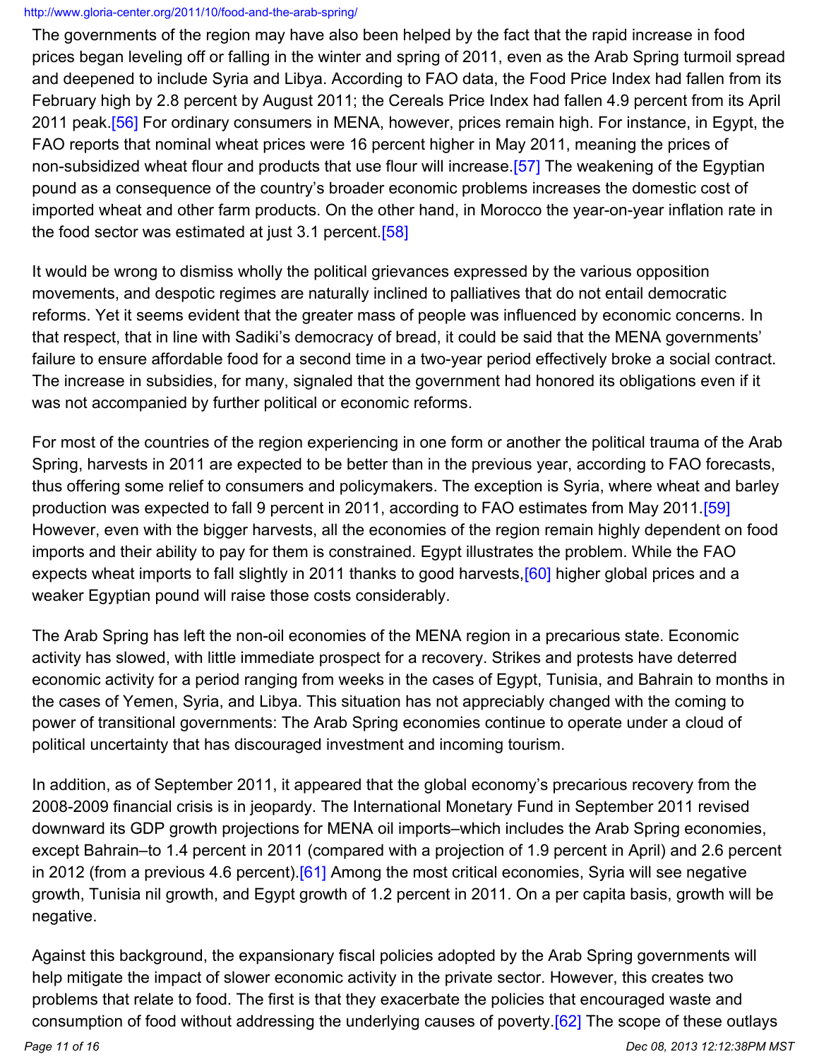The governments of the region may have also been helped by the fact that the rapid increase in food prices began leveling off or falling in the winter and spring of 2011, even as the Arab Spring turmoil spread and deepened to include Syria and Libya. According to FAO data, the Food Price Index had fallen from its February high by 2.8 percent by August 2011; the Cereals Price Index had fallen 4.9 percent from its April 2011 peak.[56] For ordinary consumers in MENA, however, prices remain high. For instance, in Egypt, the FAO reports that nominal wheat prices were 16 percent higher in May 2011, meaning the prices of non-subsidized wheat flour and products that use flour will increase.[57] The weakening of the Egyptian pound as a consequence of the country's broader economic problems increases the domestic cost of imported wheat and other farm products. On the other hand, in Morocco the year-on-year inflation rate in the food sector was estimated at just 3.1 percent.[58]

It would be wrong to dismiss wholly the political grievances expressed by the various opposition movements, and despotic regimes are naturally inclined to palliatives that do not entail democratic reforms. Yet it seems evident that the greater mass of people was influenced by economic concerns. In that respect, that in line with Sadiki's democracy of bread, it could be said that the MENA governments' failure to ensure affordable food for a second time in a two-year period effectively broke a social contract. The increase in subsidies, for many, signaled that the government had honored its obligations even if it was not accompanied by further political or economic reforms.

For most of the countries of the region experiencing in one form or another the political trauma of the Arab Spring, harvests in 2011 are expected to be better than in the previous year, according to FAO forecasts, thus offering some relief to consumers and policymakers. The exception is Syria, where wheat and barley production was expected to fall 9 percent in 2011, according to FAO estimates from May 2011.[59] However, even with the bigger harvests, all the economies of the region remain highly dependent on food imports and their ability to pay for them is constrained. Egypt illustrates the problem. While the FAO expects wheat imports to fall slightly in 2011 thanks to good harvests,[60] higher global prices and a weaker Egyptian pound will raise those costs considerably.

The Arab Spring has left the non-oil economies of the MENA region in a precarious state. Economic activity has slowed, with little immediate prospect for a recovery. Strikes and protests have deterred economic activity for a period ranging from weeks in the cases of Egypt, Tunisia, and Bahrain to months in the cases of Yemen, Syria, and Libya. This situation has not appreciably changed with the coming to power of transitional governments: The Arab Spring economies continue to operate under a cloud of political uncertainty that has discouraged investment and incoming tourism.

In addition, as of September 2011, it appeared that the global economy's precarious recovery from the 2008-2009 financial crisis is in jeopardy. The International Monetary Fund in September 2011 revised downward its GDP growth projections for MENA oil imports–which includes the Arab Spring economies, except Bahrain–to 1.4 percent in 2011 (compared with a projection of 1.9 percent in April) and 2.6 percent in 2012 (from a previous 4.6 percent).[61] Among the most critical economies, Syria will see negative growth, Tunisia nil growth, and Egypt growth of 1.2 percent in 2011. On a per capita basis, growth will be negative.

Against this background, the expansionary fiscal policies adopted by the Arab Spring governments will help mitigate the impact of slower economic activity in the private sector. However, this creates two problems that relate to food. The first is that they exacerbate the policies that encouraged waste and consumption of food without addressing the underlying causes of poverty.[62] The scope of these outlays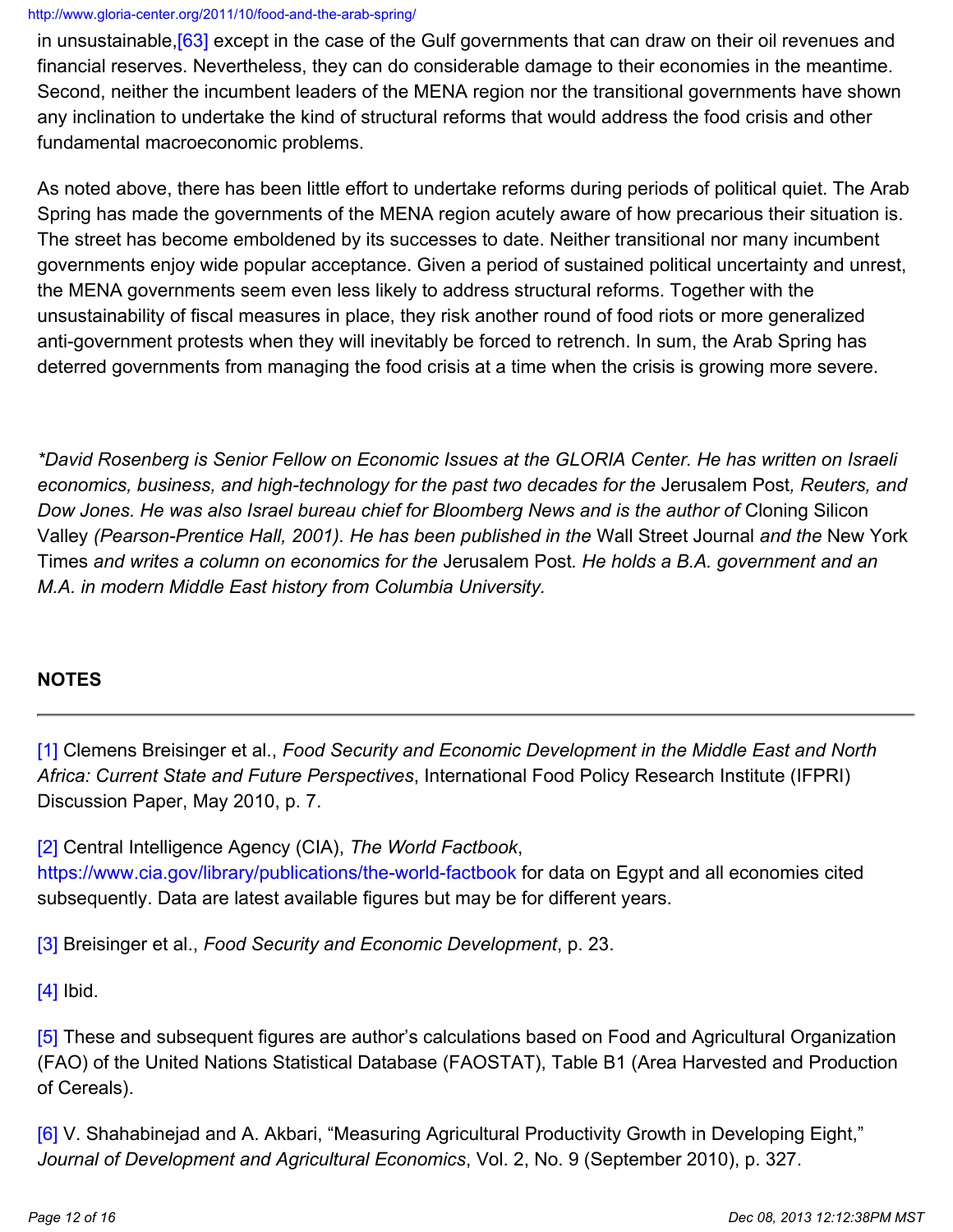in unsustainable,[63] except in the case of the Gulf governments that can draw on their oil revenues and financial reserves. Nevertheless, they can do considerable damage to their economies in the meantime. Second, neither the incumbent leaders of the MENA region nor the transitional governments have shown any inclination to undertake the kind of structural reforms that would address the food crisis and other fundamental macroeconomic problems.

As noted above, there has been little effort to undertake reforms during periods of political quiet. The Arab Spring has made the governments of the MENA region acutely aware of how precarious their situation is. The street has become emboldened by its successes to date. Neither transitional nor many incumbent governments enjoy wide popular acceptance. Given a period of sustained political uncertainty and unrest, the MENA governments seem even less likely to address structural reforms. Together with the unsustainability of fiscal measures in place, they risk another round of food riots or more generalized anti-government protests when they will inevitably be forced to retrench. In sum, the Arab Spring has deterred governments from managing the food crisis at a time when the crisis is growing more severe.

*\*David Rosenberg is Senior Fellow on Economic Issues at the GLORIA Center. He has written on Israeli economics, business, and high-technology for the past two decades for the* Jerusalem Post*, Reuters, and Dow Jones. He was also Israel bureau chief for Bloomberg News and is the author of* Cloning Silicon Valley *(Pearson-Prentice Hall, 2001). He has been published in the* Wall Street Journal *and the* New York Times *and writes a column on economics for the* Jerusalem Post*. He holds a B.A. government and an M.A. in modern Middle East history from Columbia University.*

**NOTES**

---

[1] Clemens Breisinger et al., *Food Security and Economic Development in the Middle East and North Africa: Current State and Future Perspectives*, International Food Policy Research Institute (IFPRI) Discussion Paper, May 2010, p. 7.

[2] Central Intelligence Agency (CIA), *The World Factbook*, https://www.cia.gov/library/publications/the-world-factbook for data on Egypt and all economies cited subsequently. Data are latest available figures but may be for different years.

[3] Breisinger et al., *Food Security and Economic Development*, p. 23.

[4] Ibid.

[5] These and subsequent figures are author's calculations based on Food and Agricultural Organization (FAO) of the United Nations Statistical Database (FAOSTAT), Table B1 (Area Harvested and Production of Cereals).

[6] V. Shahabinejad and A. Akbari, "Measuring Agricultural Productivity Growth in Developing Eight," *Journal of Development and Agricultural Economics*, Vol. 2, No. 9 (September 2010), p. 327.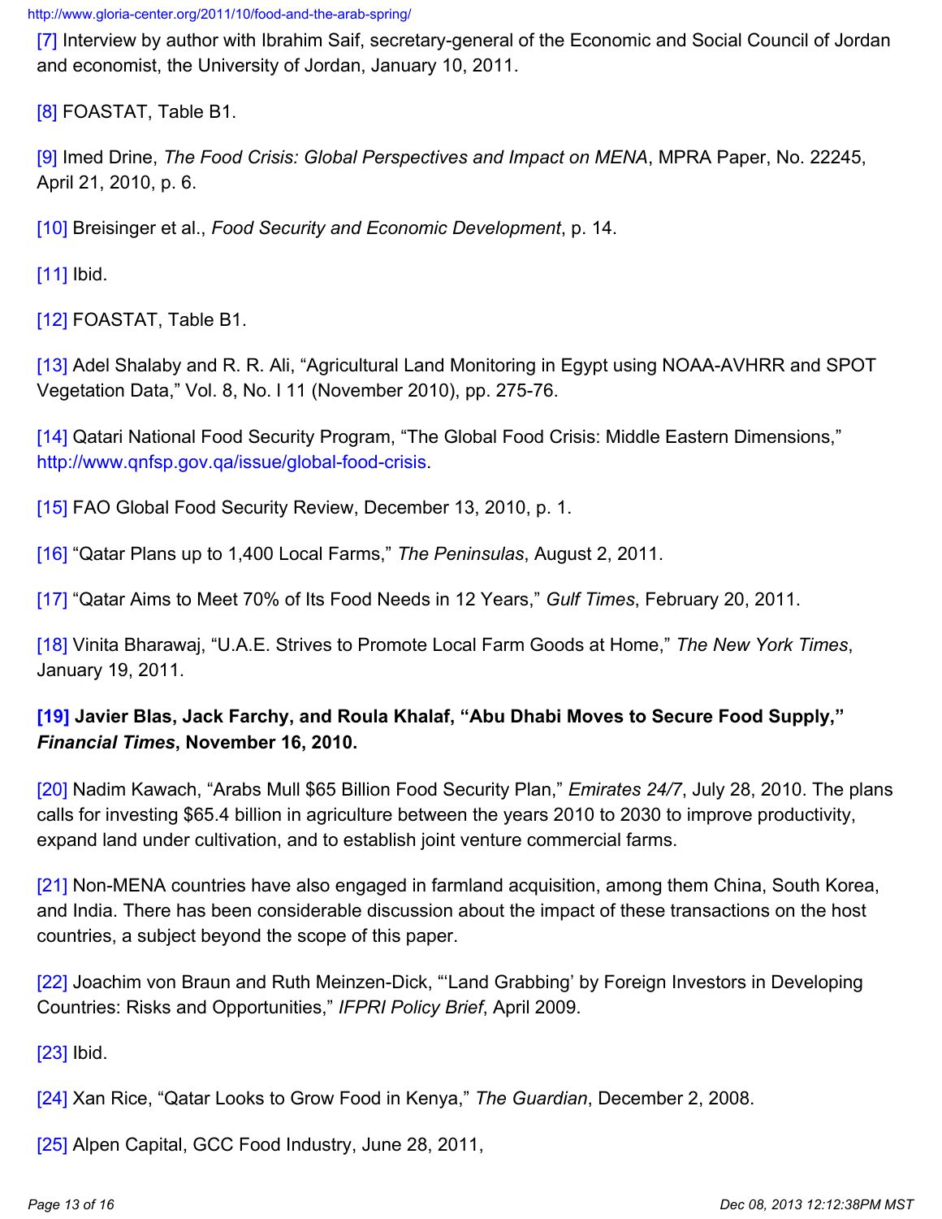[7] Interview by author with Ibrahim Saif, secretary-general of the Economic and Social Council of Jordan and economist, the University of Jordan, January 10, 2011.

[8] FOASTAT, Table B1.

[9] Imed Drine, *The Food Crisis: Global Perspectives and Impact on MENA*, MPRA Paper, No. 22245, April 21, 2010, p. 6.

[10] Breisinger et al., *Food Security and Economic Development*, p. 14.

[11] Ibid.

[12] FOASTAT, Table B1.

[13] Adel Shalaby and R. R. Ali, "Agricultural Land Monitoring in Egypt using NOAA-AVHRR and SPOT Vegetation Data," Vol. 8, No. l 11 (November 2010), pp. 275-76.

[14] Qatari National Food Security Program, "The Global Food Crisis: Middle Eastern Dimensions," http://www.qnfsp.gov.qa/issue/global-food-crisis.

[15] FAO Global Food Security Review, December 13, 2010, p. 1.

[16] "Qatar Plans up to 1,400 Local Farms," *The Peninsulas*, August 2, 2011.

[17] "Qatar Aims to Meet 70% of Its Food Needs in 12 Years," *Gulf Times*, February 20, 2011.

[18] Vinita Bharawaj, "U.A.E. Strives to Promote Local Farm Goods at Home," *The New York Times*, January 19, 2011.

**[19] Javier Blas, Jack Farchy, and Roula Khalaf, "Abu Dhabi Moves to Secure Food Supply," *Financial Times*, November 16, 2010.**

[20] Nadim Kawach, "Arabs Mull $65 Billion Food Security Plan," *Emirates 24/7*, July 28, 2010. The plans calls for investing $65.4 billion in agriculture between the years 2010 to 2030 to improve productivity, expand land under cultivation, and to establish joint venture commercial farms.

[21] Non-MENA countries have also engaged in farmland acquisition, among them China, South Korea, and India. There has been considerable discussion about the impact of these transactions on the host countries, a subject beyond the scope of this paper.

[22] Joachim von Braun and Ruth Meinzen-Dick, "'Land Grabbing' by Foreign Investors in Developing Countries: Risks and Opportunities," *IFPRI Policy Brief*, April 2009.

[23] Ibid.

[24] Xan Rice, "Qatar Looks to Grow Food in Kenya," *The Guardian*, December 2, 2008.

[25] Alpen Capital, GCC Food Industry, June 28, 2011,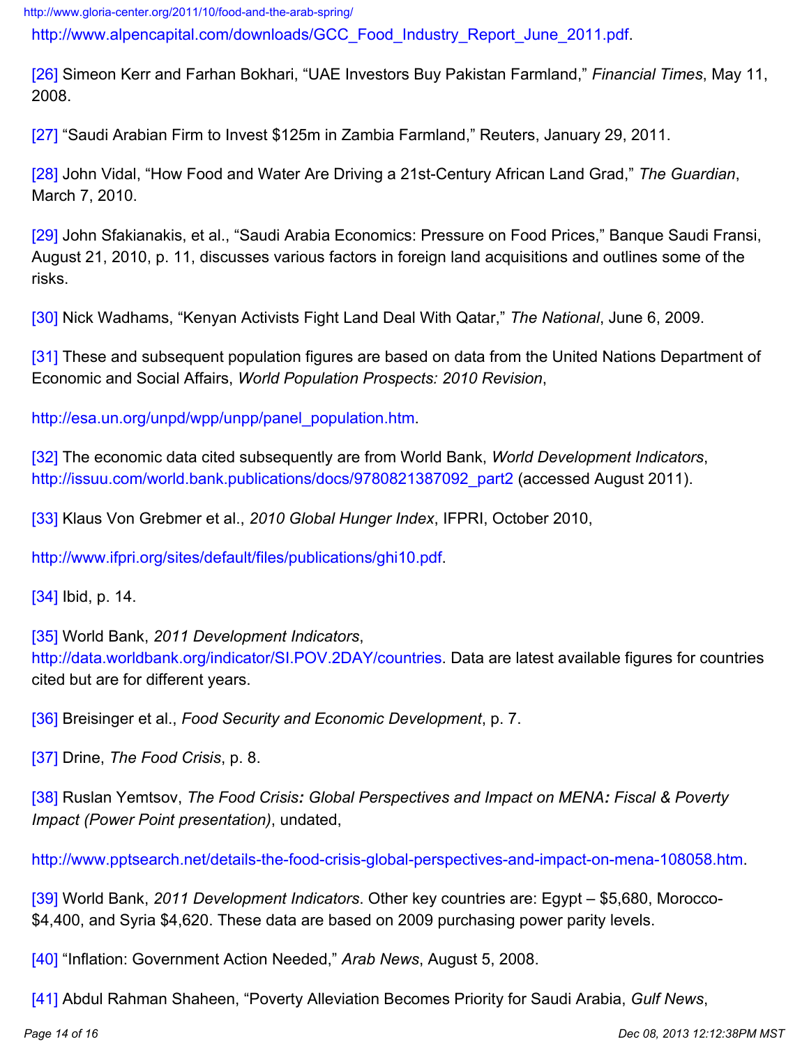http://www.alpencapital.com/downloads/GCC_Food_Industry_Report_June_2011.pdf.

[26] Simeon Kerr and Farhan Bokhari, “UAE Investors Buy Pakistan Farmland,” *Financial Times*, May 11, 2008.

[27] “Saudi Arabian Firm to Invest $125m in Zambia Farmland,” Reuters, January 29, 2011.

[28] John Vidal, “How Food and Water Are Driving a 21st-Century African Land Grad,” *The Guardian*, March 7, 2010.

[29] John Sfakianakis, et al., “Saudi Arabia Economics: Pressure on Food Prices,” Banque Saudi Fransi, August 21, 2010, p. 11, discusses various factors in foreign land acquisitions and outlines some of the risks.

[30] Nick Wadhams, “Kenyan Activists Fight Land Deal With Qatar,” *The National*, June 6, 2009.

[31] These and subsequent population figures are based on data from the United Nations Department of Economic and Social Affairs, *World Population Prospects: 2010 Revision*,

http://esa.un.org/unpd/wpp/unpp/panel_population.htm.

[32] The economic data cited subsequently are from World Bank, *World Development Indicators*, http://issuu.com/world.bank.publications/docs/9780821387092_part2 (accessed August 2011).

[33] Klaus Von Grebmer et al., *2010 Global Hunger Index*, IFPRI, October 2010,

http://www.ifpri.org/sites/default/files/publications/ghi10.pdf.

[34] Ibid, p. 14.

[35] World Bank, *2011 Development Indicators*, http://data.worldbank.org/indicator/SI.POV.2DAY/countries. Data are latest available figures for countries cited but are for different years.

[36] Breisinger et al., *Food Security and Economic Development*, p. 7.

[37] Drine, *The Food Crisis*, p. 8.

[38] Ruslan Yemtsov, *The Food Crisis: Global Perspectives and Impact on MENA: Fiscal & Poverty Impact (Power Point presentation)*, undated,

http://www.pptsearch.net/details-the-food-crisis-global-perspectives-and-impact-on-mena-108058.htm.

[39] World Bank, *2011 Development Indicators*. Other key countries are: Egypt – $5,680, Morocco- $4,400, and Syria $4,620. These data are based on 2009 purchasing power parity levels.

[40] “Inflation: Government Action Needed,” *Arab News*, August 5, 2008.

[41] Abdul Rahman Shaheen, “Poverty Alleviation Becomes Priority for Saudi Arabia, *Gulf News*,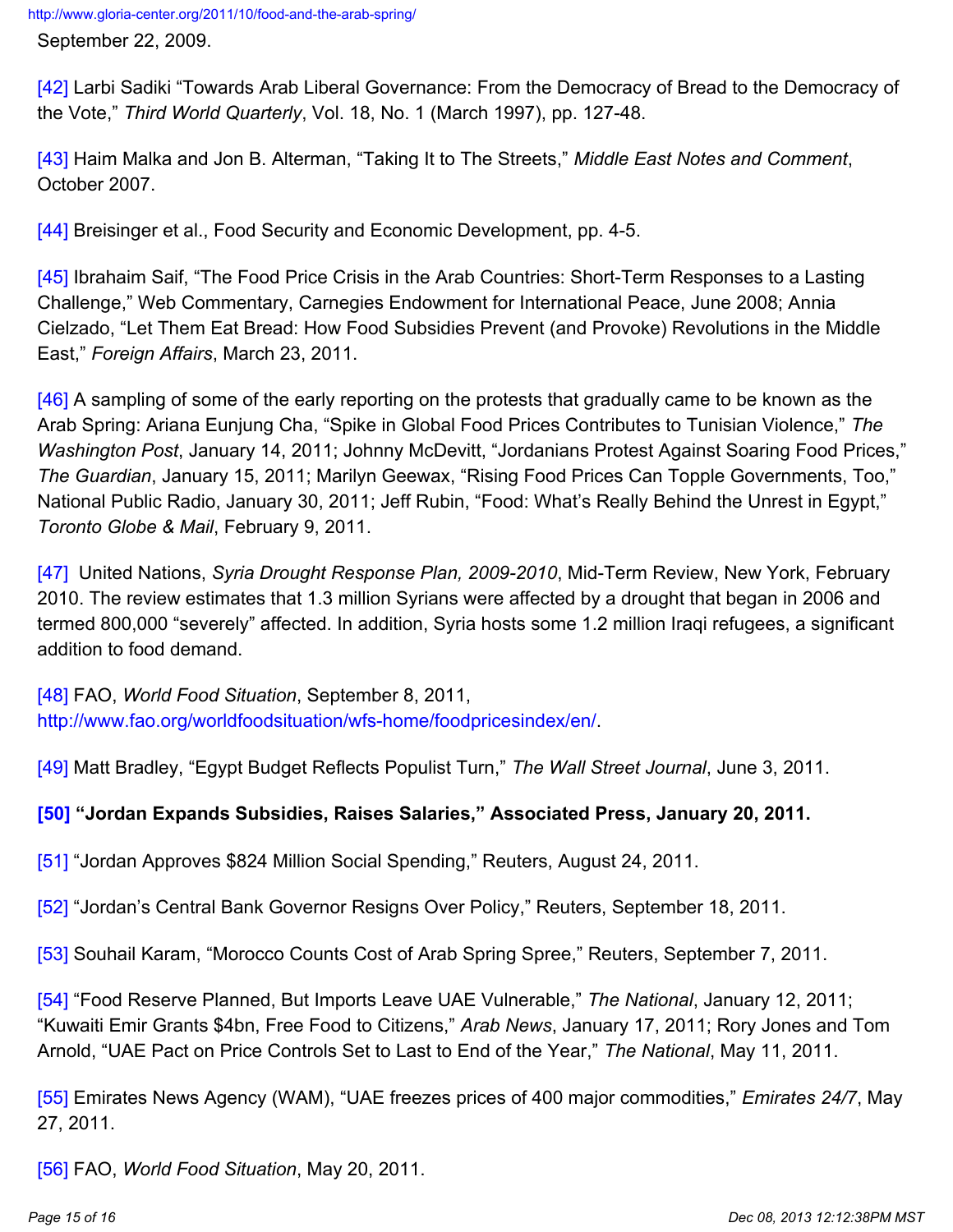September 22, 2009.

[42] Larbi Sadiki "Towards Arab Liberal Governance: From the Democracy of Bread to the Democracy of the Vote," *Third World Quarterly*, Vol. 18, No. 1 (March 1997), pp. 127-48.

[43] Haim Malka and Jon B. Alterman, "Taking It to The Streets," *Middle East Notes and Comment*, October 2007.

[44] Breisinger et al., Food Security and Economic Development, pp. 4-5.

[45] Ibrahaim Saif, "The Food Price Crisis in the Arab Countries: Short-Term Responses to a Lasting Challenge," Web Commentary, Carnegies Endowment for International Peace, June 2008; Annia Cielzado, "Let Them Eat Bread: How Food Subsidies Prevent (and Provoke) Revolutions in the Middle East," *Foreign Affairs*, March 23, 2011.

[46] A sampling of some of the early reporting on the protests that gradually came to be known as the Arab Spring: Ariana Eunjung Cha, "Spike in Global Food Prices Contributes to Tunisian Violence," *The Washington Post*, January 14, 2011; Johnny McDevitt, "Jordanians Protest Against Soaring Food Prices," *The Guardian*, January 15, 2011; Marilyn Geewax, "Rising Food Prices Can Topple Governments, Too," National Public Radio, January 30, 2011; Jeff Rubin, "Food: What's Really Behind the Unrest in Egypt," *Toronto Globe & Mail*, February 9, 2011.

[47] United Nations, *Syria Drought Response Plan, 2009-2010*, Mid-Term Review, New York, February 2010. The review estimates that 1.3 million Syrians were affected by a drought that began in 2006 and termed 800,000 "severely" affected. In addition, Syria hosts some 1.2 million Iraqi refugees, a significant addition to food demand.

[48] FAO, *World Food Situation*, September 8, 2011, http://www.fao.org/worldfoodsituation/wfs-home/foodpricesindex/en/.

[49] Matt Bradley, "Egypt Budget Reflects Populist Turn," *The Wall Street Journal*, June 3, 2011.

**[50] "Jordan Expands Subsidies, Raises Salaries," Associated Press, January 20, 2011.**

[51] "Jordan Approves $824 Million Social Spending," Reuters, August 24, 2011.

[52] "Jordan's Central Bank Governor Resigns Over Policy," Reuters, September 18, 2011.

[53] Souhail Karam, "Morocco Counts Cost of Arab Spring Spree," Reuters, September 7, 2011.

[54] "Food Reserve Planned, But Imports Leave UAE Vulnerable," *The National*, January 12, 2011; "Kuwaiti Emir Grants $4bn, Free Food to Citizens," *Arab News*, January 17, 2011; Rory Jones and Tom Arnold, "UAE Pact on Price Controls Set to Last to End of the Year," *The National*, May 11, 2011.

[55] Emirates News Agency (WAM), "UAE freezes prices of 400 major commodities," *Emirates 24/7*, May 27, 2011.

[56] FAO, *World Food Situation*, May 20, 2011.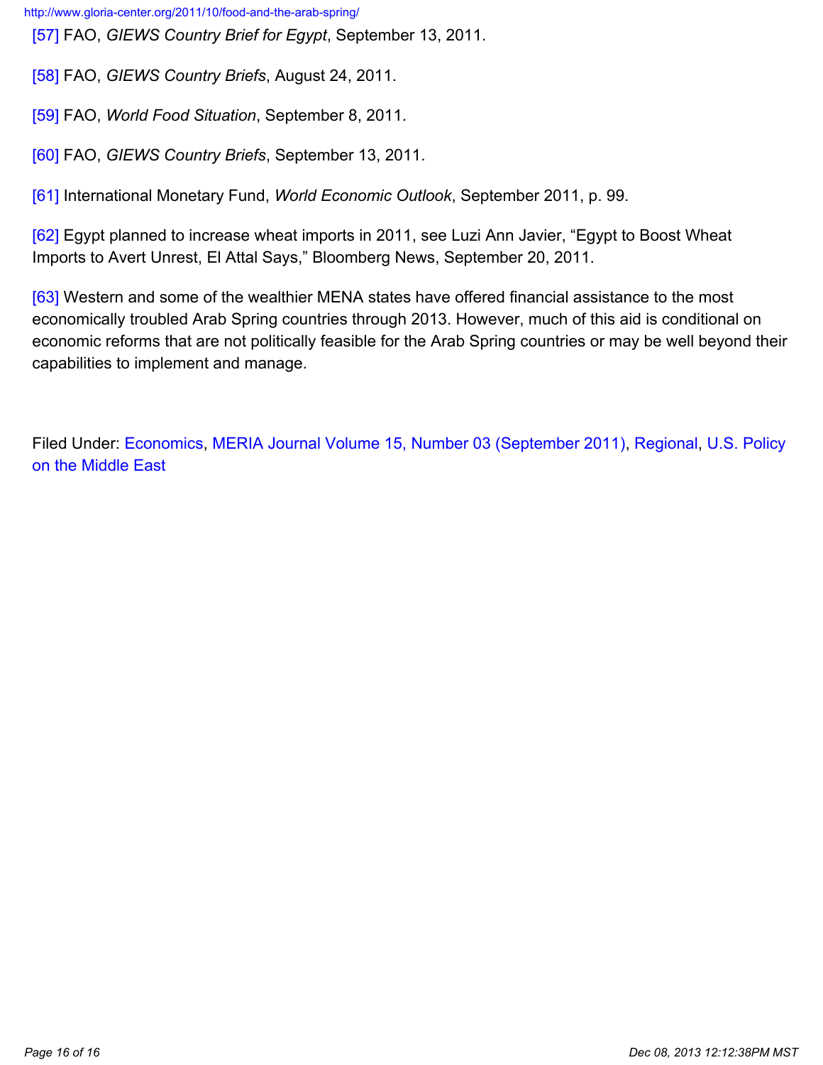[57] FAO, *GIEWS Country Brief for Egypt*, September 13, 2011.

[58] FAO, *GIEWS Country Briefs*, August 24, 2011.

[59] FAO, *World Food Situation*, September 8, 2011.

[60] FAO, *GIEWS Country Briefs*, September 13, 2011.

[61] International Monetary Fund, *World Economic Outlook*, September 2011, p. 99.

[62] Egypt planned to increase wheat imports in 2011, see Luzi Ann Javier, "Egypt to Boost Wheat Imports to Avert Unrest, El Attal Says," Bloomberg News, September 20, 2011.

[63] Western and some of the wealthier MENA states have offered financial assistance to the most economically troubled Arab Spring countries through 2013. However, much of this aid is conditional on economic reforms that are not politically feasible for the Arab Spring countries or may be well beyond their capabilities to implement and manage.

Filed Under: Economics, MERIA Journal Volume 15, Number 03 (September 2011), Regional, U.S. Policy on the Middle East